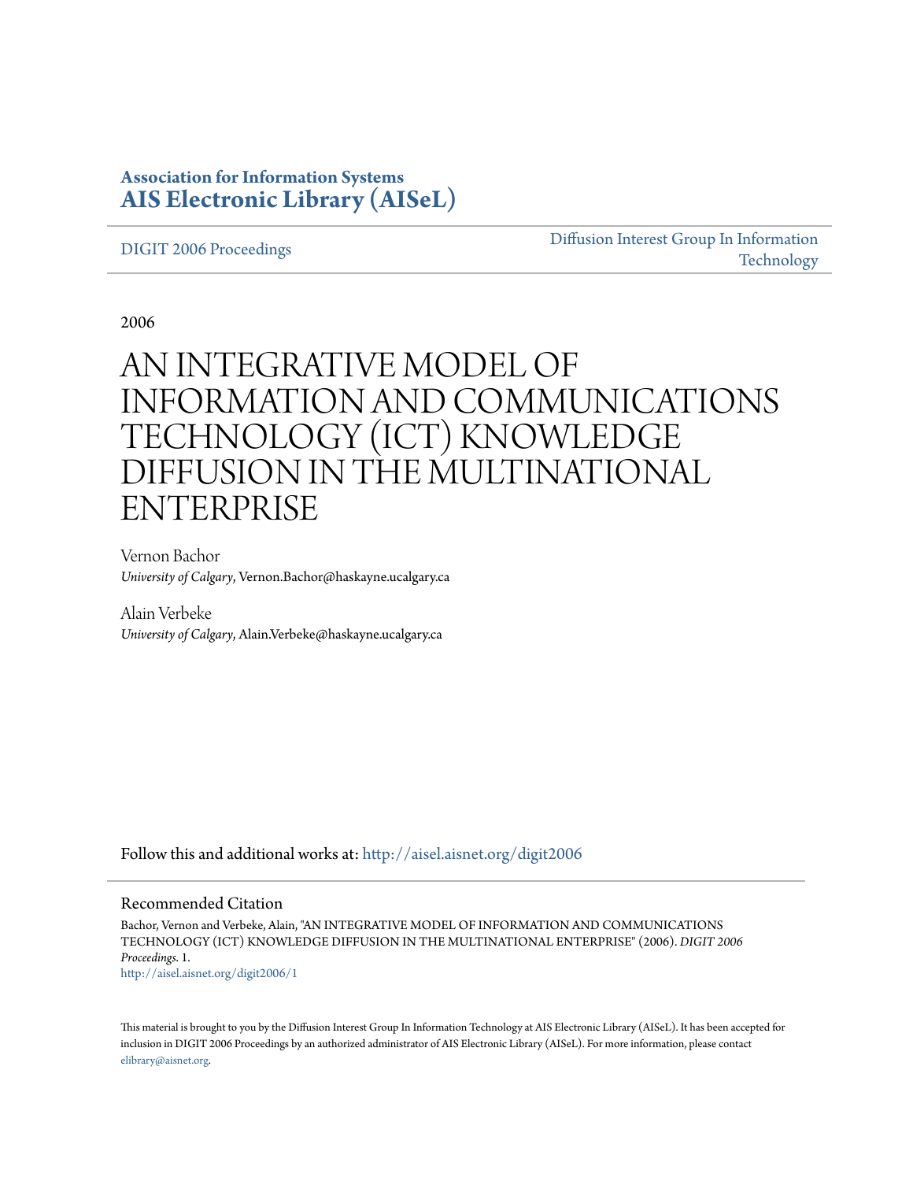**Association for Information Systems**
**AIS Electronic Library (AISeL)**

DIGIT 2006 Proceedings

Diffusion Interest Group In Information Technology

2006

# AN INTEGRATIVE MODEL OF INFORMATION AND COMMUNICATIONS TECHNOLOGY (ICT) KNOWLEDGE DIFFUSION IN THE MULTINATIONAL ENTERPRISE

Vernon Bachor
*University of Calgary*, Vernon.Bachor@haskayne.ucalgary.ca

Alain Verbeke
*University of Calgary*, Alain.Verbeke@haskayne.ucalgary.ca

Follow this and additional works at: http://aisel.aisnet.org/digit2006

## Recommended Citation

Bachor, Vernon and Verbeke, Alain, "AN INTEGRATIVE MODEL OF INFORMATION AND COMMUNICATIONS TECHNOLOGY (ICT) KNOWLEDGE DIFFUSION IN THE MULTINATIONAL ENTERPRISE" (2006). *DIGIT 2006 Proceedings*. 1.
http://aisel.aisnet.org/digit2006/1

This material is brought to you by the Diffusion Interest Group In Information Technology at AIS Electronic Library (AISeL). It has been accepted for inclusion in DIGIT 2006 Proceedings by an authorized administrator of AIS Electronic Library (AISeL). For more information, please contact elibrary@aisnet.org.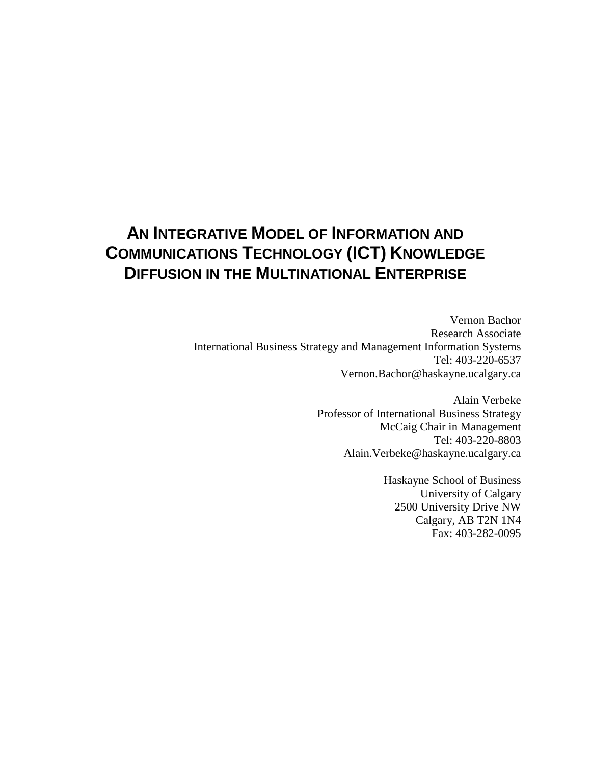# An Integrative Model of Information and Communications Technology (ICT) Knowledge Diffusion in the Multinational Enterprise

Vernon Bachor
Research Associate
International Business Strategy and Management Information Systems
Tel: 403-220-6537
Vernon.Bachor@haskayne.ucalgary.ca

Alain Verbeke
Professor of International Business Strategy
McCaig Chair in Management
Tel: 403-220-8803
Alain.Verbeke@haskayne.ucalgary.ca

Haskayne School of Business
University of Calgary
2500 University Drive NW
Calgary, AB T2N 1N4
Fax: 403-282-0095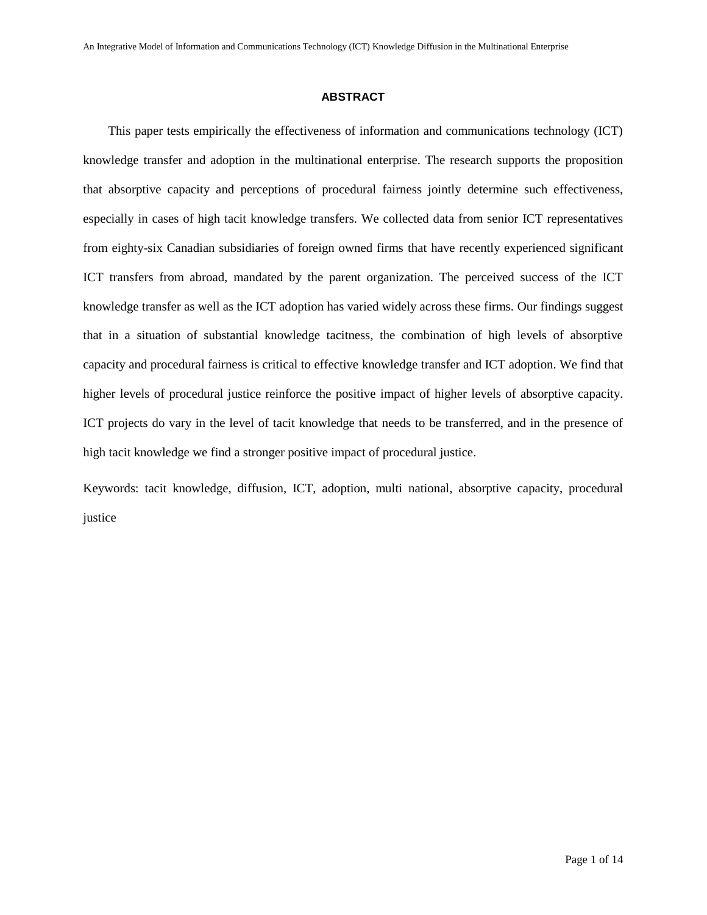## ABSTRACT

This paper tests empirically the effectiveness of information and communications technology (ICT) knowledge transfer and adoption in the multinational enterprise. The research supports the proposition that absorptive capacity and perceptions of procedural fairness jointly determine such effectiveness, especially in cases of high tacit knowledge transfers. We collected data from senior ICT representatives from eighty-six Canadian subsidiaries of foreign owned firms that have recently experienced significant ICT transfers from abroad, mandated by the parent organization. The perceived success of the ICT knowledge transfer as well as the ICT adoption has varied widely across these firms. Our findings suggest that in a situation of substantial knowledge tacitness, the combination of high levels of absorptive capacity and procedural fairness is critical to effective knowledge transfer and ICT adoption. We find that higher levels of procedural justice reinforce the positive impact of higher levels of absorptive capacity. ICT projects do vary in the level of tacit knowledge that needs to be transferred, and in the presence of high tacit knowledge we find a stronger positive impact of procedural justice.

Keywords: tacit knowledge, diffusion, ICT, adoption, multi national, absorptive capacity, procedural justice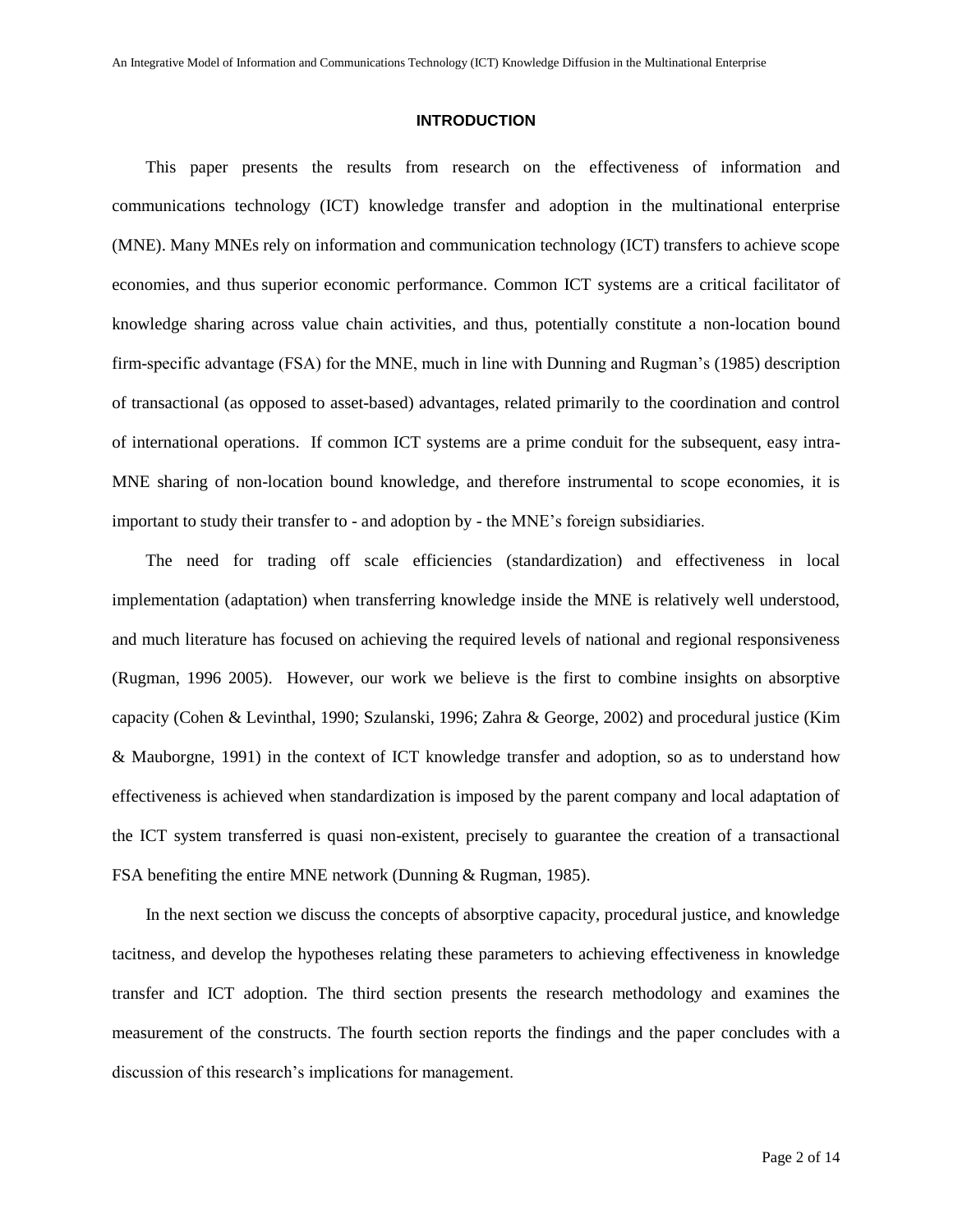## INTRODUCTION

This paper presents the results from research on the effectiveness of information and communications technology (ICT) knowledge transfer and adoption in the multinational enterprise (MNE). Many MNEs rely on information and communication technology (ICT) transfers to achieve scope economies, and thus superior economic performance. Common ICT systems are a critical facilitator of knowledge sharing across value chain activities, and thus, potentially constitute a non-location bound firm-specific advantage (FSA) for the MNE, much in line with Dunning and Rugman's (1985) description of transactional (as opposed to asset-based) advantages, related primarily to the coordination and control of international operations. If common ICT systems are a prime conduit for the subsequent, easy intra-MNE sharing of non-location bound knowledge, and therefore instrumental to scope economies, it is important to study their transfer to - and adoption by - the MNE's foreign subsidiaries.

The need for trading off scale efficiencies (standardization) and effectiveness in local implementation (adaptation) when transferring knowledge inside the MNE is relatively well understood, and much literature has focused on achieving the required levels of national and regional responsiveness (Rugman, 1996 2005). However, our work we believe is the first to combine insights on absorptive capacity (Cohen & Levinthal, 1990; Szulanski, 1996; Zahra & George, 2002) and procedural justice (Kim & Mauborgne, 1991) in the context of ICT knowledge transfer and adoption, so as to understand how effectiveness is achieved when standardization is imposed by the parent company and local adaptation of the ICT system transferred is quasi non-existent, precisely to guarantee the creation of a transactional FSA benefiting the entire MNE network (Dunning & Rugman, 1985).

In the next section we discuss the concepts of absorptive capacity, procedural justice, and knowledge tacitness, and develop the hypotheses relating these parameters to achieving effectiveness in knowledge transfer and ICT adoption. The third section presents the research methodology and examines the measurement of the constructs. The fourth section reports the findings and the paper concludes with a discussion of this research's implications for management.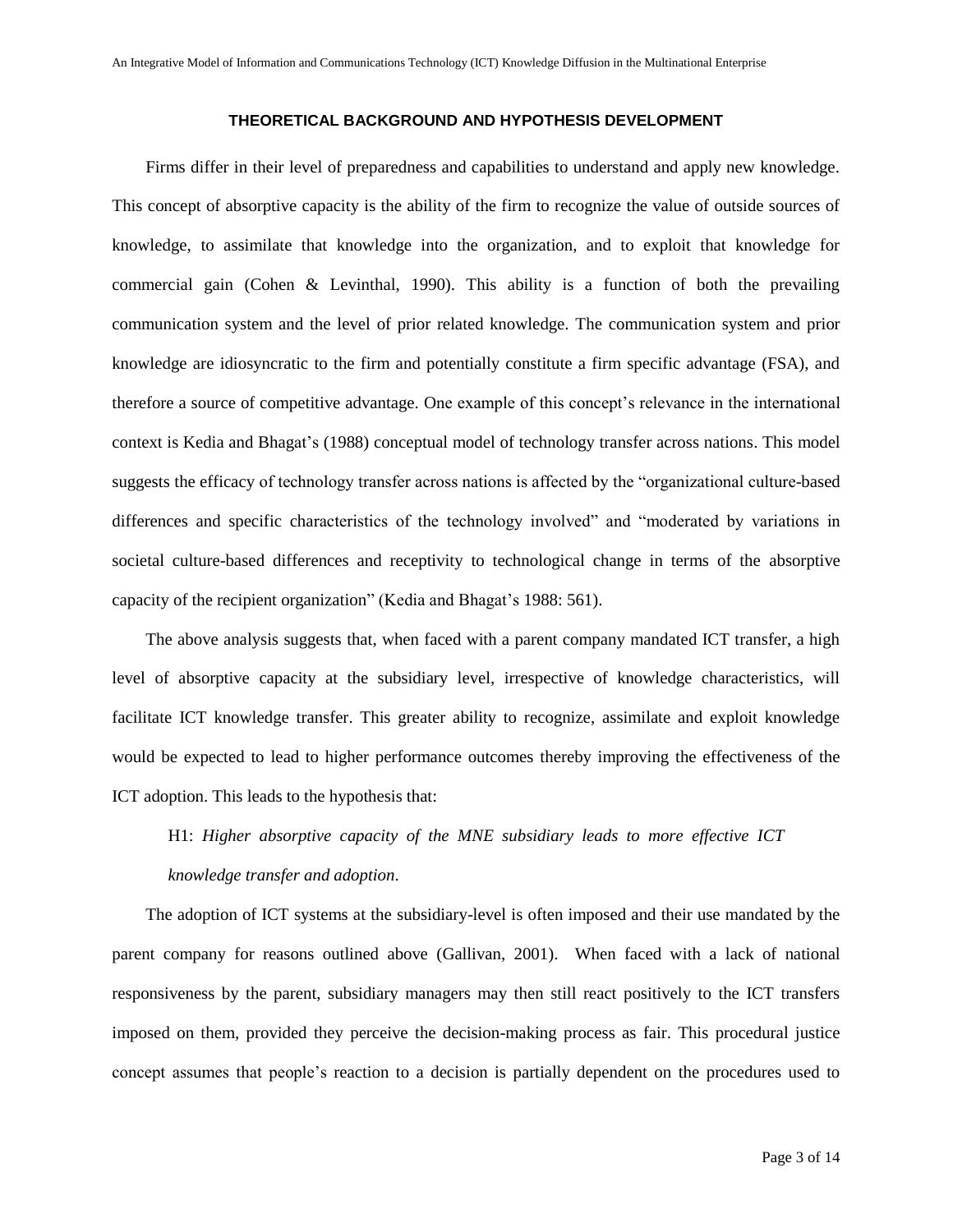## THEORETICAL BACKGROUND AND HYPOTHESIS DEVELOPMENT

Firms differ in their level of preparedness and capabilities to understand and apply new knowledge. This concept of absorptive capacity is the ability of the firm to recognize the value of outside sources of knowledge, to assimilate that knowledge into the organization, and to exploit that knowledge for commercial gain (Cohen & Levinthal, 1990). This ability is a function of both the prevailing communication system and the level of prior related knowledge. The communication system and prior knowledge are idiosyncratic to the firm and potentially constitute a firm specific advantage (FSA), and therefore a source of competitive advantage. One example of this concept's relevance in the international context is Kedia and Bhagat's (1988) conceptual model of technology transfer across nations. This model suggests the efficacy of technology transfer across nations is affected by the "organizational culture-based differences and specific characteristics of the technology involved" and "moderated by variations in societal culture-based differences and receptivity to technological change in terms of the absorptive capacity of the recipient organization" (Kedia and Bhagat's 1988: 561).

The above analysis suggests that, when faced with a parent company mandated ICT transfer, a high level of absorptive capacity at the subsidiary level, irrespective of knowledge characteristics, will facilitate ICT knowledge transfer. This greater ability to recognize, assimilate and exploit knowledge would be expected to lead to higher performance outcomes thereby improving the effectiveness of the ICT adoption. This leads to the hypothesis that:

> H1: *Higher absorptive capacity of the MNE subsidiary leads to more effective ICT knowledge transfer and adoption*.

The adoption of ICT systems at the subsidiary-level is often imposed and their use mandated by the parent company for reasons outlined above (Gallivan, 2001). When faced with a lack of national responsiveness by the parent, subsidiary managers may then still react positively to the ICT transfers imposed on them, provided they perceive the decision-making process as fair. This procedural justice concept assumes that people's reaction to a decision is partially dependent on the procedures used to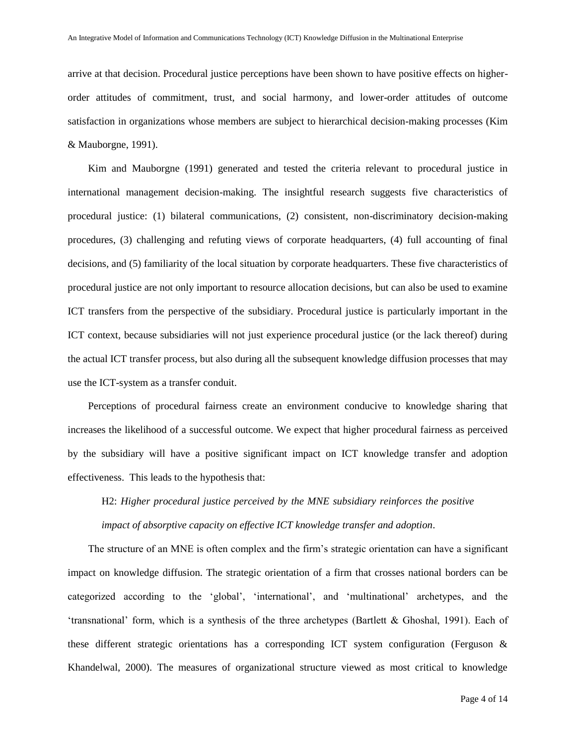arrive at that decision. Procedural justice perceptions have been shown to have positive effects on higher-order attitudes of commitment, trust, and social harmony, and lower-order attitudes of outcome satisfaction in organizations whose members are subject to hierarchical decision-making processes (Kim & Mauborgne, 1991).

Kim and Mauborgne (1991) generated and tested the criteria relevant to procedural justice in international management decision-making. The insightful research suggests five characteristics of procedural justice: (1) bilateral communications, (2) consistent, non-discriminatory decision-making procedures, (3) challenging and refuting views of corporate headquarters, (4) full accounting of final decisions, and (5) familiarity of the local situation by corporate headquarters. These five characteristics of procedural justice are not only important to resource allocation decisions, but can also be used to examine ICT transfers from the perspective of the subsidiary. Procedural justice is particularly important in the ICT context, because subsidiaries will not just experience procedural justice (or the lack thereof) during the actual ICT transfer process, but also during all the subsequent knowledge diffusion processes that may use the ICT-system as a transfer conduit.

Perceptions of procedural fairness create an environment conducive to knowledge sharing that increases the likelihood of a successful outcome. We expect that higher procedural fairness as perceived by the subsidiary will have a positive significant impact on ICT knowledge transfer and adoption effectiveness. This leads to the hypothesis that:

> H2: *Higher procedural justice perceived by the MNE subsidiary reinforces the positive impact of absorptive capacity on effective ICT knowledge transfer and adoption*.

The structure of an MNE is often complex and the firm's strategic orientation can have a significant impact on knowledge diffusion. The strategic orientation of a firm that crosses national borders can be categorized according to the 'global', 'international', and 'multinational' archetypes, and the 'transnational' form, which is a synthesis of the three archetypes (Bartlett & Ghoshal, 1991). Each of these different strategic orientations has a corresponding ICT system configuration (Ferguson & Khandelwal, 2000). The measures of organizational structure viewed as most critical to knowledge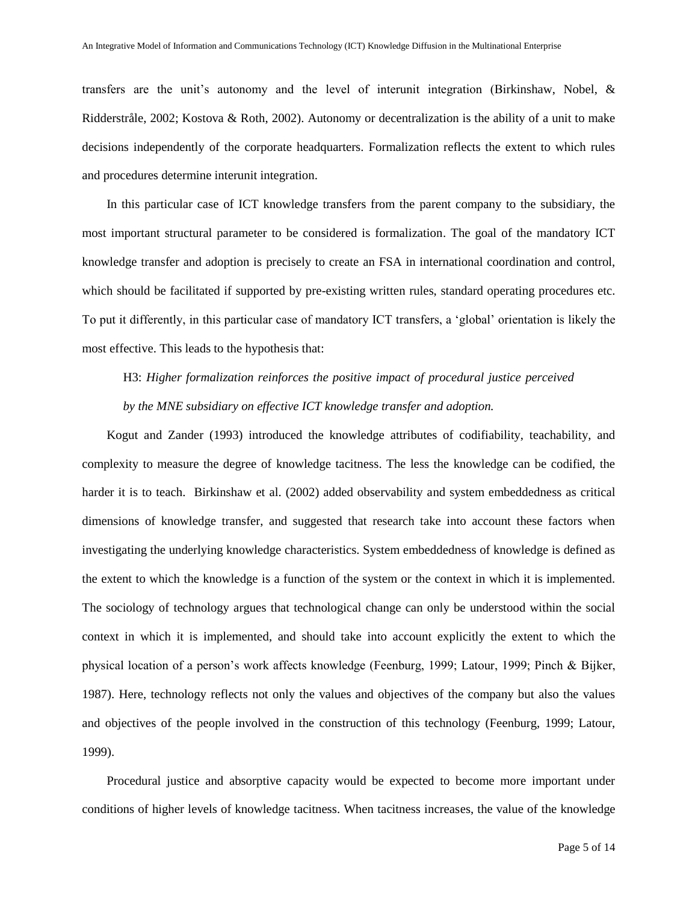transfers are the unit's autonomy and the level of interunit integration (Birkinshaw, Nobel, & Ridderstråle, 2002; Kostova & Roth, 2002). Autonomy or decentralization is the ability of a unit to make decisions independently of the corporate headquarters. Formalization reflects the extent to which rules and procedures determine interunit integration.

In this particular case of ICT knowledge transfers from the parent company to the subsidiary, the most important structural parameter to be considered is formalization. The goal of the mandatory ICT knowledge transfer and adoption is precisely to create an FSA in international coordination and control, which should be facilitated if supported by pre-existing written rules, standard operating procedures etc. To put it differently, in this particular case of mandatory ICT transfers, a 'global' orientation is likely the most effective. This leads to the hypothesis that:

H3: *Higher formalization reinforces the positive impact of procedural justice perceived by the MNE subsidiary on effective ICT knowledge transfer and adoption.*

Kogut and Zander (1993) introduced the knowledge attributes of codifiability, teachability, and complexity to measure the degree of knowledge tacitness. The less the knowledge can be codified, the harder it is to teach. Birkinshaw et al. (2002) added observability and system embeddedness as critical dimensions of knowledge transfer, and suggested that research take into account these factors when investigating the underlying knowledge characteristics. System embeddedness of knowledge is defined as the extent to which the knowledge is a function of the system or the context in which it is implemented. The sociology of technology argues that technological change can only be understood within the social context in which it is implemented, and should take into account explicitly the extent to which the physical location of a person's work affects knowledge (Feenburg, 1999; Latour, 1999; Pinch & Bijker, 1987). Here, technology reflects not only the values and objectives of the company but also the values and objectives of the people involved in the construction of this technology (Feenburg, 1999; Latour, 1999).

Procedural justice and absorptive capacity would be expected to become more important under conditions of higher levels of knowledge tacitness. When tacitness increases, the value of the knowledge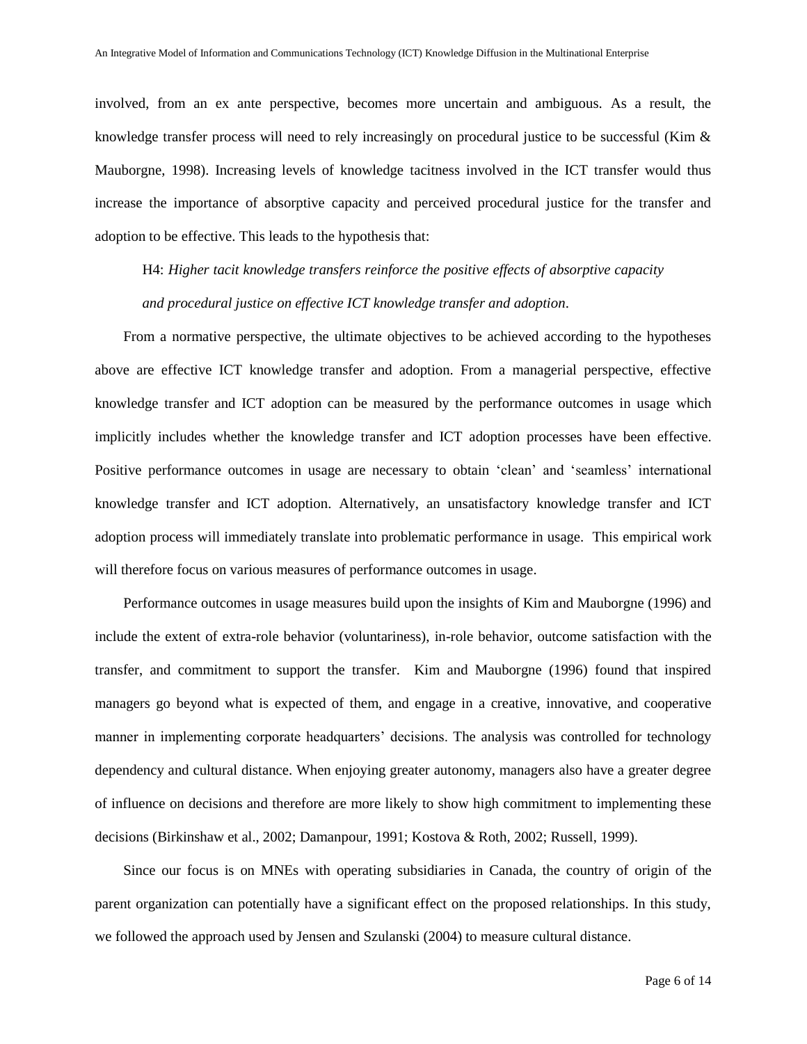involved, from an ex ante perspective, becomes more uncertain and ambiguous. As a result, the knowledge transfer process will need to rely increasingly on procedural justice to be successful (Kim & Mauborgne, 1998). Increasing levels of knowledge tacitness involved in the ICT transfer would thus increase the importance of absorptive capacity and perceived procedural justice for the transfer and adoption to be effective. This leads to the hypothesis that:

> H4: *Higher tacit knowledge transfers reinforce the positive effects of absorptive capacity and procedural justice on effective ICT knowledge transfer and adoption*.

From a normative perspective, the ultimate objectives to be achieved according to the hypotheses above are effective ICT knowledge transfer and adoption. From a managerial perspective, effective knowledge transfer and ICT adoption can be measured by the performance outcomes in usage which implicitly includes whether the knowledge transfer and ICT adoption processes have been effective. Positive performance outcomes in usage are necessary to obtain 'clean' and 'seamless' international knowledge transfer and ICT adoption. Alternatively, an unsatisfactory knowledge transfer and ICT adoption process will immediately translate into problematic performance in usage. This empirical work will therefore focus on various measures of performance outcomes in usage.

Performance outcomes in usage measures build upon the insights of Kim and Mauborgne (1996) and include the extent of extra-role behavior (voluntariness), in-role behavior, outcome satisfaction with the transfer, and commitment to support the transfer. Kim and Mauborgne (1996) found that inspired managers go beyond what is expected of them, and engage in a creative, innovative, and cooperative manner in implementing corporate headquarters' decisions. The analysis was controlled for technology dependency and cultural distance. When enjoying greater autonomy, managers also have a greater degree of influence on decisions and therefore are more likely to show high commitment to implementing these decisions (Birkinshaw et al., 2002; Damanpour, 1991; Kostova & Roth, 2002; Russell, 1999).

Since our focus is on MNEs with operating subsidiaries in Canada, the country of origin of the parent organization can potentially have a significant effect on the proposed relationships. In this study, we followed the approach used by Jensen and Szulanski (2004) to measure cultural distance.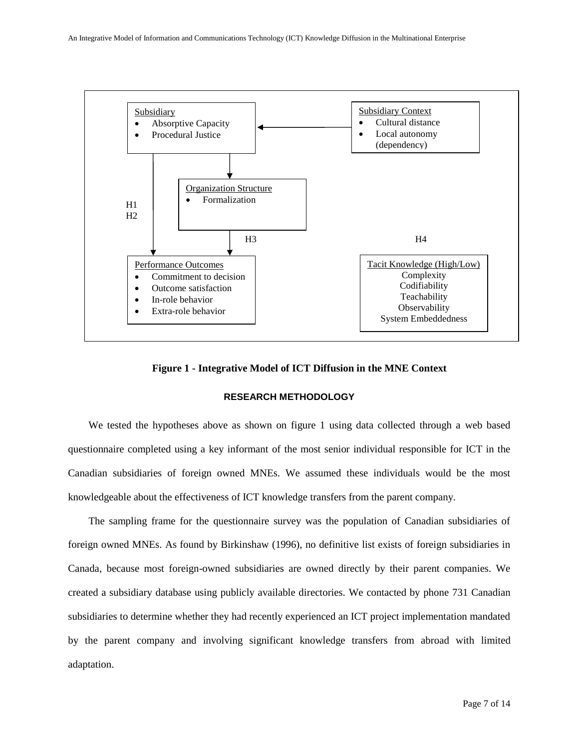Subsidiary
- Absorptive Capacity
- Procedural Justice

Subsidiary Context
- Cultural distance
- Local autonomy (dependency)

Organization Structure
- Formalization

H1
H2

H3

H4

Performance Outcomes
- Commitment to decision
- Outcome satisfaction
- In-role behavior
- Extra-role behavior

Tacit Knowledge (High/Low)
Complexity
Codifiability
Teachability
Observability
System Embeddedness

**Figure 1 - Integrative Model of ICT Diffusion in the MNE Context**

## RESEARCH METHODOLOGY

We tested the hypotheses above as shown on figure 1 using data collected through a web based questionnaire completed using a key informant of the most senior individual responsible for ICT in the Canadian subsidiaries of foreign owned MNEs. We assumed these individuals would be the most knowledgeable about the effectiveness of ICT knowledge transfers from the parent company.

The sampling frame for the questionnaire survey was the population of Canadian subsidiaries of foreign owned MNEs. As found by Birkinshaw (1996), no definitive list exists of foreign subsidiaries in Canada, because most foreign-owned subsidiaries are owned directly by their parent companies. We created a subsidiary database using publicly available directories. We contacted by phone 731 Canadian subsidiaries to determine whether they had recently experienced an ICT project implementation mandated by the parent company and involving significant knowledge transfers from abroad with limited adaptation.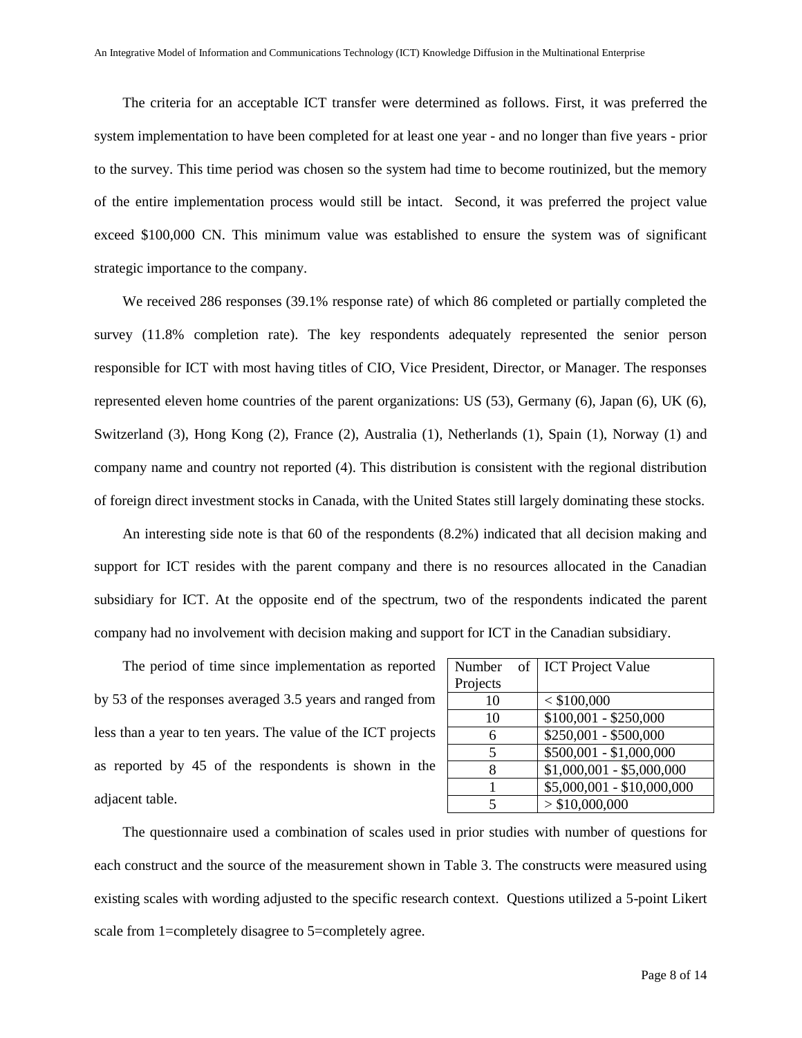The criteria for an acceptable ICT transfer were determined as follows. First, it was preferred the system implementation to have been completed for at least one year - and no longer than five years - prior to the survey. This time period was chosen so the system had time to become routinized, but the memory of the entire implementation process would still be intact. Second, it was preferred the project value exceed $100,000 CN. This minimum value was established to ensure the system was of significant strategic importance to the company.

We received 286 responses (39.1% response rate) of which 86 completed or partially completed the survey (11.8% completion rate). The key respondents adequately represented the senior person responsible for ICT with most having titles of CIO, Vice President, Director, or Manager. The responses represented eleven home countries of the parent organizations: US (53), Germany (6), Japan (6), UK (6), Switzerland (3), Hong Kong (2), France (2), Australia (1), Netherlands (1), Spain (1), Norway (1) and company name and country not reported (4). This distribution is consistent with the regional distribution of foreign direct investment stocks in Canada, with the United States still largely dominating these stocks.

An interesting side note is that 60 of the respondents (8.2%) indicated that all decision making and support for ICT resides with the parent company and there is no resources allocated in the Canadian subsidiary for ICT. At the opposite end of the spectrum, two of the respondents indicated the parent company had no involvement with decision making and support for ICT in the Canadian subsidiary.

The period of time since implementation as reported by 53 of the responses averaged 3.5 years and ranged from less than a year to ten years. The value of the ICT projects as reported by 45 of the respondents is shown in the adjacent table.

| Number of Projects | ICT Project Value |
|---|---|
| 10 | < $100,000 |
| 10 | $100,001 - $250,000 |
| 6 | $250,001 - $500,000 |
| 5 | $500,001 - $1,000,000 |
| 8 | $1,000,001 - $5,000,000 |
| 1 | $5,000,001 - $10,000,000 |
| 5 | > $10,000,000 |

The questionnaire used a combination of scales used in prior studies with number of questions for each construct and the source of the measurement shown in Table 3. The constructs were measured using existing scales with wording adjusted to the specific research context. Questions utilized a 5-point Likert scale from 1=completely disagree to 5=completely agree.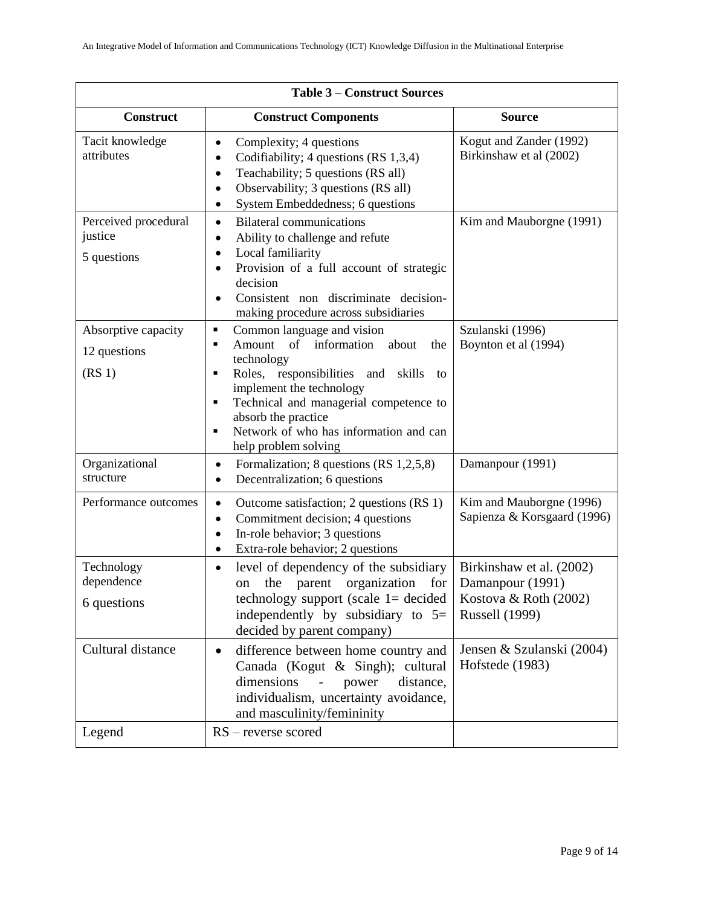| Table 3 – Construct Sources | | |
|---|---|---|
| **Construct** | **Construct Components** | **Source** |
| Tacit knowledge attributes | • Complexity; 4 questions<br>• Codifiability; 4 questions (RS 1,3,4)<br>• Teachability; 5 questions (RS all)<br>• Observability; 3 questions (RS all)<br>• System Embeddedness; 6 questions | Kogut and Zander (1992)<br>Birkinshaw et al (2002) |
| Perceived procedural justice<br><br>5 questions | • Bilateral communications<br>• Ability to challenge and refute<br>• Local familiarity<br>• Provision of a full account of strategic decision<br>• Consistent non discriminate decision-making procedure across subsidiaries | Kim and Mauborgne (1991) |
| Absorptive capacity<br><br>12 questions<br><br>(RS 1) | ▪ Common language and vision<br>▪ Amount of information about the technology<br>▪ Roles, responsibilities and skills to implement the technology<br>▪ Technical and managerial competence to absorb the practice<br>▪ Network of who has information and can help problem solving | Szulanski (1996)<br>Boynton et al (1994) |
| Organizational structure | • Formalization; 8 questions (RS 1,2,5,8)<br>• Decentralization; 6 questions | Damanpour (1991) |
| Performance outcomes | • Outcome satisfaction; 2 questions (RS 1)<br>• Commitment decision; 4 questions<br>• In-role behavior; 3 questions<br>• Extra-role behavior; 2 questions | Kim and Mauborgne (1996)<br>Sapienza & Korsgaard (1996) |
| Technology dependence<br><br>6 questions | • level of dependency of the subsidiary on the parent organization for technology support (scale 1= decided independently by subsidiary to 5= decided by parent company) | Birkinshaw et al. (2002)<br>Damanpour (1991)<br>Kostova & Roth (2002)<br>Russell (1999) |
| Cultural distance | • difference between home country and Canada (Kogut & Singh); cultural dimensions - power distance, individualism, uncertainty avoidance, and masculinity/femininity | Jensen & Szulanski (2004)<br>Hofstede (1983) |
| Legend | RS – reverse scored | |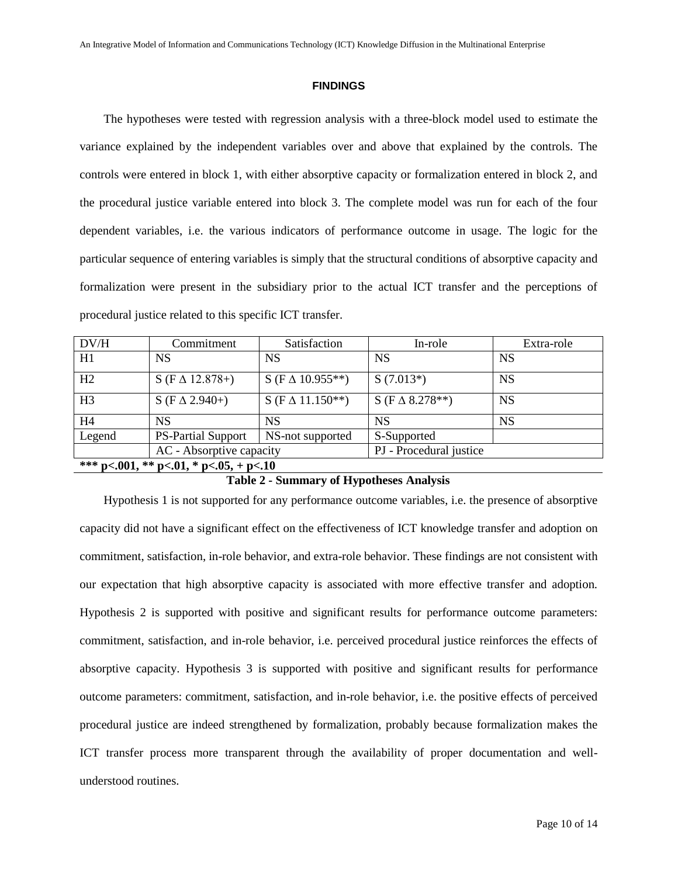## FINDINGS

The hypotheses were tested with regression analysis with a three-block model used to estimate the variance explained by the independent variables over and above that explained by the controls. The controls were entered in block 1, with either absorptive capacity or formalization entered in block 2, and the procedural justice variable entered into block 3. The complete model was run for each of the four dependent variables, i.e. the various indicators of performance outcome in usage. The logic for the particular sequence of entering variables is simply that the structural conditions of absorptive capacity and formalization were present in the subsidiary prior to the actual ICT transfer and the perceptions of procedural justice related to this specific ICT transfer.

| DV/H | Commitment | Satisfaction | In-role | Extra-role |
|---|---|---|---|---|
| H1 | NS | NS | NS | NS |
| H2 | S (F $\Delta$ 12.878+) | S (F $\Delta$ 10.955**) | S (7.013*) | NS |
| H3 | S (F $\Delta$ 2.940+) | S (F $\Delta$ 11.150**) | S (F $\Delta$ 8.278**) | NS |
| H4 | NS | NS | NS | NS |
| Legend | PS-Partial Support | NS-not supported | S-Supported | |
| | AC - Absorptive capacity | | PJ - Procedural justice | |

**\*\*\* p<.001, \*\* p<.01, \* p<.05, + p<.10**

**Table 2 - Summary of Hypotheses Analysis**

Hypothesis 1 is not supported for any performance outcome variables, i.e. the presence of absorptive capacity did not have a significant effect on the effectiveness of ICT knowledge transfer and adoption on commitment, satisfaction, in-role behavior, and extra-role behavior. These findings are not consistent with our expectation that high absorptive capacity is associated with more effective transfer and adoption. Hypothesis 2 is supported with positive and significant results for performance outcome parameters: commitment, satisfaction, and in-role behavior, i.e. perceived procedural justice reinforces the effects of absorptive capacity. Hypothesis 3 is supported with positive and significant results for performance outcome parameters: commitment, satisfaction, and in-role behavior, i.e. the positive effects of perceived procedural justice are indeed strengthened by formalization, probably because formalization makes the ICT transfer process more transparent through the availability of proper documentation and well-understood routines.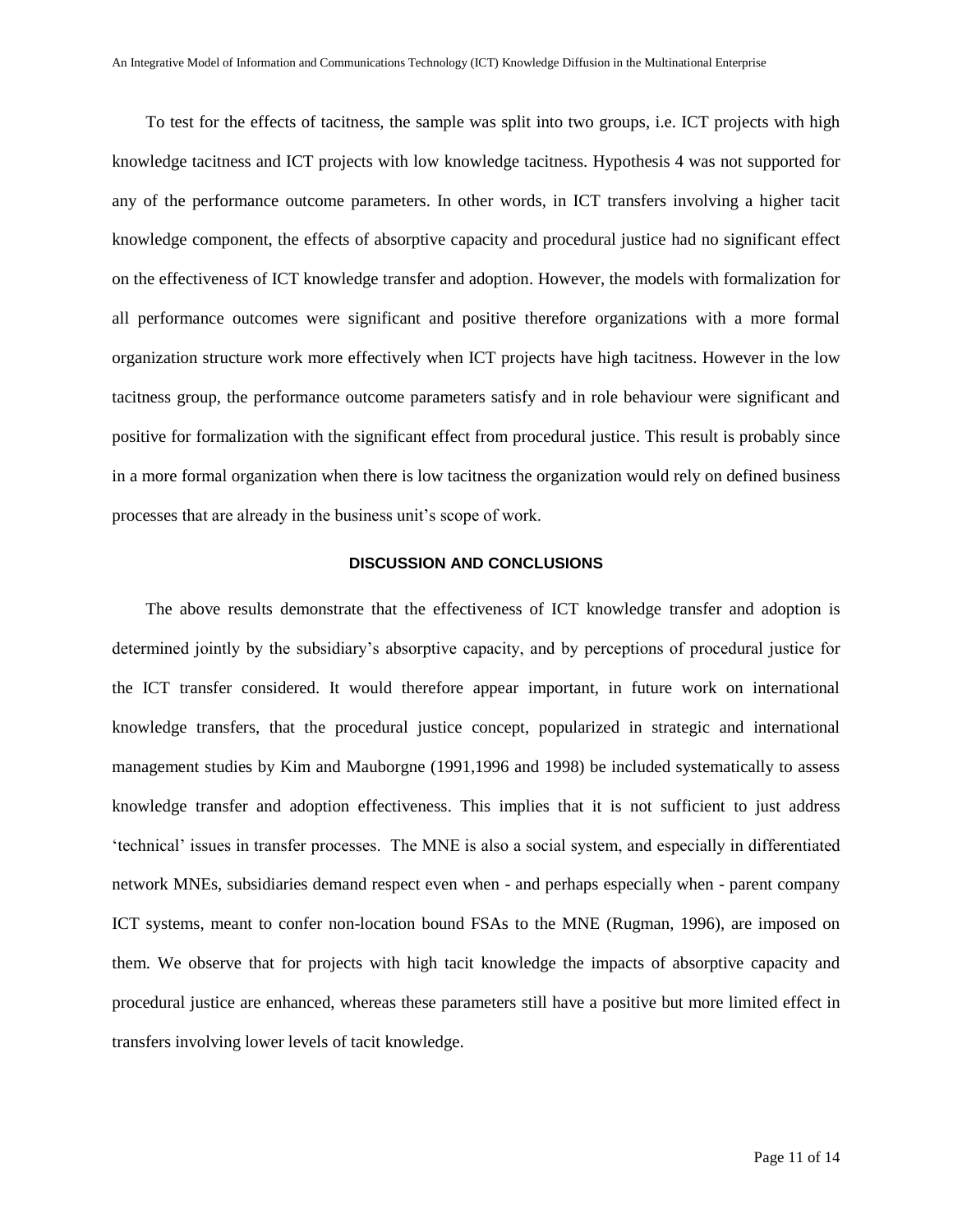To test for the effects of tacitness, the sample was split into two groups, i.e. ICT projects with high knowledge tacitness and ICT projects with low knowledge tacitness. Hypothesis 4 was not supported for any of the performance outcome parameters. In other words, in ICT transfers involving a higher tacit knowledge component, the effects of absorptive capacity and procedural justice had no significant effect on the effectiveness of ICT knowledge transfer and adoption. However, the models with formalization for all performance outcomes were significant and positive therefore organizations with a more formal organization structure work more effectively when ICT projects have high tacitness. However in the low tacitness group, the performance outcome parameters satisfy and in role behaviour were significant and positive for formalization with the significant effect from procedural justice. This result is probably since in a more formal organization when there is low tacitness the organization would rely on defined business processes that are already in the business unit's scope of work.

## DISCUSSION AND CONCLUSIONS

The above results demonstrate that the effectiveness of ICT knowledge transfer and adoption is determined jointly by the subsidiary's absorptive capacity, and by perceptions of procedural justice for the ICT transfer considered. It would therefore appear important, in future work on international knowledge transfers, that the procedural justice concept, popularized in strategic and international management studies by Kim and Mauborgne (1991,1996 and 1998) be included systematically to assess knowledge transfer and adoption effectiveness. This implies that it is not sufficient to just address 'technical' issues in transfer processes. The MNE is also a social system, and especially in differentiated network MNEs, subsidiaries demand respect even when - and perhaps especially when - parent company ICT systems, meant to confer non-location bound FSAs to the MNE (Rugman, 1996), are imposed on them. We observe that for projects with high tacit knowledge the impacts of absorptive capacity and procedural justice are enhanced, whereas these parameters still have a positive but more limited effect in transfers involving lower levels of tacit knowledge.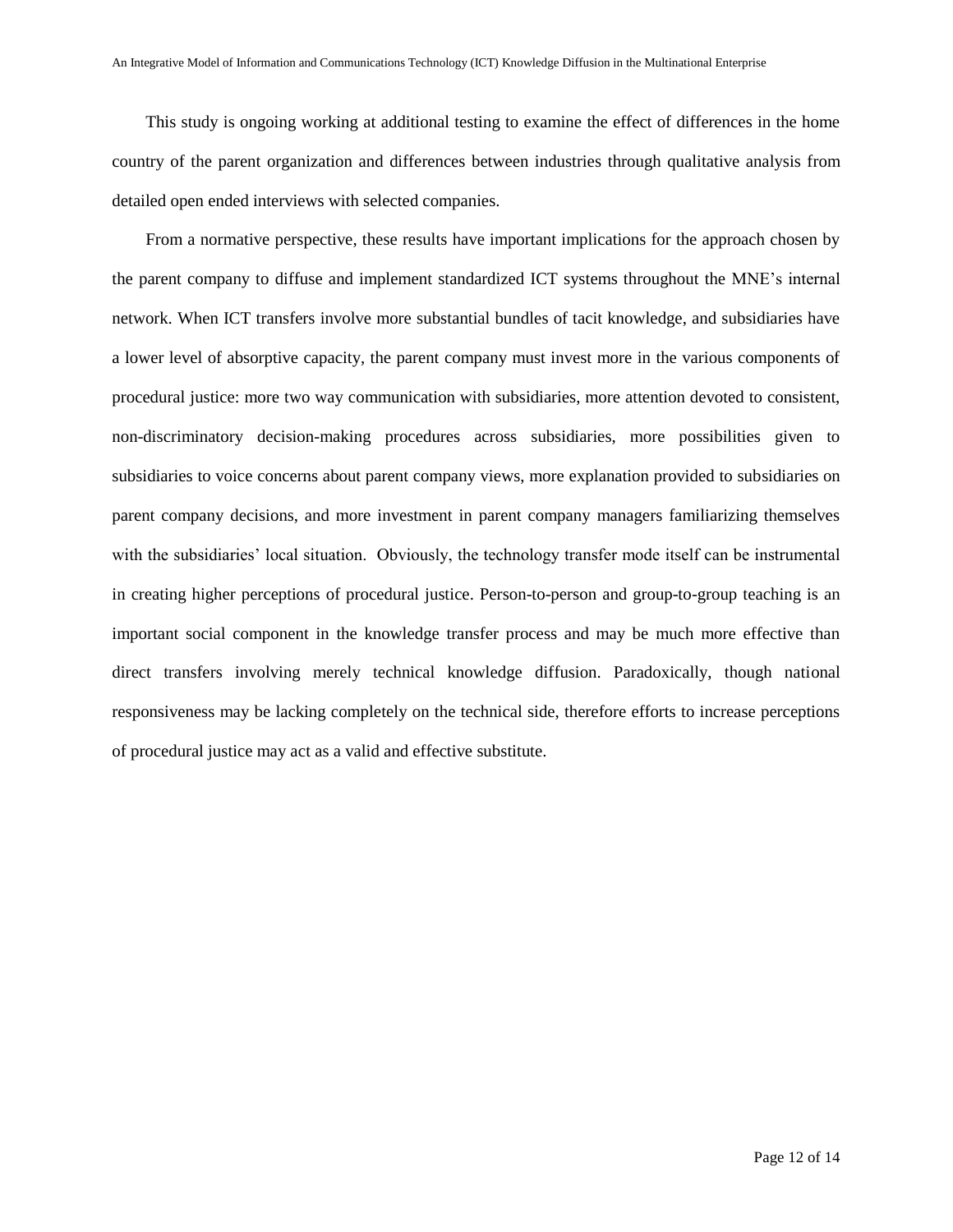This study is ongoing working at additional testing to examine the effect of differences in the home country of the parent organization and differences between industries through qualitative analysis from detailed open ended interviews with selected companies.

From a normative perspective, these results have important implications for the approach chosen by the parent company to diffuse and implement standardized ICT systems throughout the MNE's internal network. When ICT transfers involve more substantial bundles of tacit knowledge, and subsidiaries have a lower level of absorptive capacity, the parent company must invest more in the various components of procedural justice: more two way communication with subsidiaries, more attention devoted to consistent, non-discriminatory decision-making procedures across subsidiaries, more possibilities given to subsidiaries to voice concerns about parent company views, more explanation provided to subsidiaries on parent company decisions, and more investment in parent company managers familiarizing themselves with the subsidiaries' local situation. Obviously, the technology transfer mode itself can be instrumental in creating higher perceptions of procedural justice. Person-to-person and group-to-group teaching is an important social component in the knowledge transfer process and may be much more effective than direct transfers involving merely technical knowledge diffusion. Paradoxically, though national responsiveness may be lacking completely on the technical side, therefore efforts to increase perceptions of procedural justice may act as a valid and effective substitute.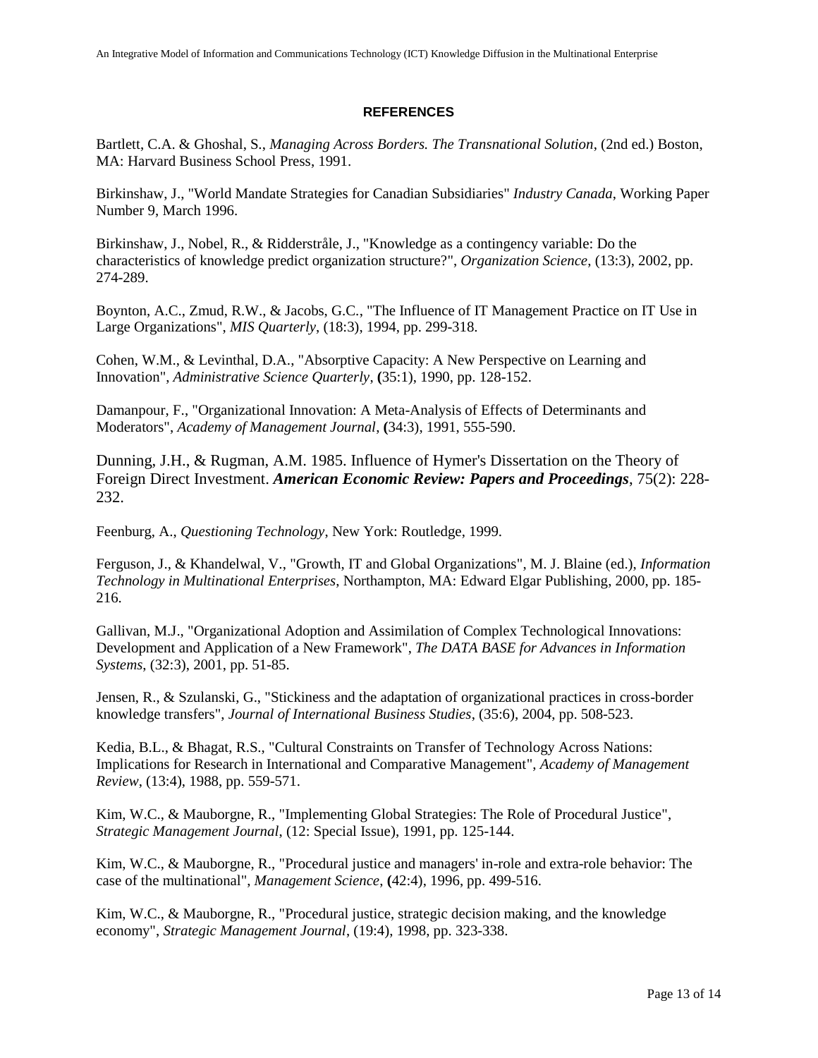## REFERENCES

Bartlett, C.A. & Ghoshal, S., *Managing Across Borders. The Transnational Solution*, (2nd ed.) Boston, MA: Harvard Business School Press, 1991.

Birkinshaw, J., "World Mandate Strategies for Canadian Subsidiaries" *Industry Canada*, Working Paper Number 9, March 1996.

Birkinshaw, J., Nobel, R., & Ridderstråle, J., "Knowledge as a contingency variable: Do the characteristics of knowledge predict organization structure?", *Organization Science*, (13:3), 2002, pp. 274-289.

Boynton, A.C., Zmud, R.W., & Jacobs, G.C., "The Influence of IT Management Practice on IT Use in Large Organizations", *MIS Quarterly*, (18:3), 1994, pp. 299-318.

Cohen, W.M., & Levinthal, D.A., "Absorptive Capacity: A New Perspective on Learning and Innovation", *Administrative Science Quarterly*, **(**35:1), 1990, pp. 128-152.

Damanpour, F., "Organizational Innovation: A Meta-Analysis of Effects of Determinants and Moderators", *Academy of Management Journal*, **(**34:3), 1991, 555-590.

Dunning, J.H., & Rugman, A.M. 1985. Influence of Hymer's Dissertation on the Theory of Foreign Direct Investment. ***American Economic Review: Papers and Proceedings***, 75(2): 228-232.

Feenburg, A., *Questioning Technology*, New York: Routledge, 1999.

Ferguson, J., & Khandelwal, V., "Growth, IT and Global Organizations", M. J. Blaine (ed.), *Information Technology in Multinational Enterprises*, Northampton, MA: Edward Elgar Publishing, 2000, pp. 185-216.

Gallivan, M.J., "Organizational Adoption and Assimilation of Complex Technological Innovations: Development and Application of a New Framework", *The DATA BASE for Advances in Information Systems*, (32:3), 2001, pp. 51-85.

Jensen, R., & Szulanski, G., "Stickiness and the adaptation of organizational practices in cross-border knowledge transfers", *Journal of International Business Studies*, (35:6), 2004, pp. 508-523.

Kedia, B.L., & Bhagat, R.S., "Cultural Constraints on Transfer of Technology Across Nations: Implications for Research in International and Comparative Management", *Academy of Management Review*, (13:4), 1988, pp. 559-571.

Kim, W.C., & Mauborgne, R., "Implementing Global Strategies: The Role of Procedural Justice", *Strategic Management Journal*, (12: Special Issue), 1991, pp. 125-144.

Kim, W.C., & Mauborgne, R., "Procedural justice and managers' in-role and extra-role behavior: The case of the multinational", *Management Science*, **(**42:4), 1996, pp. 499-516.

Kim, W.C., & Mauborgne, R., "Procedural justice, strategic decision making, and the knowledge economy", *Strategic Management Journal*, (19:4), 1998, pp. 323-338.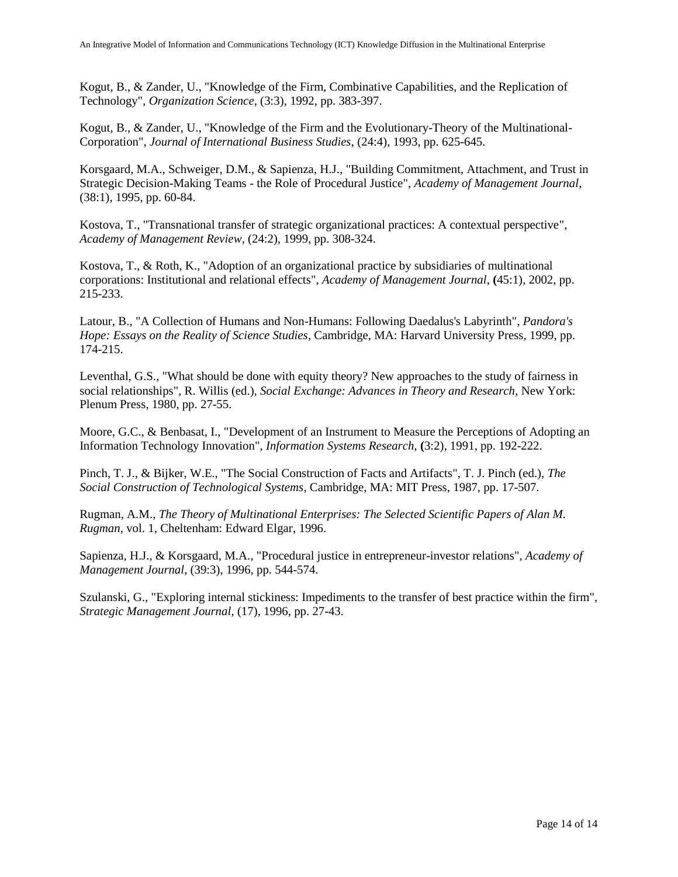Kogut, B., & Zander, U., "Knowledge of the Firm, Combinative Capabilities, and the Replication of Technology", *Organization Science*, (3:3), 1992, pp. 383-397.

Kogut, B., & Zander, U., "Knowledge of the Firm and the Evolutionary-Theory of the Multinational-Corporation", *Journal of International Business Studies*, (24:4), 1993, pp. 625-645.

Korsgaard, M.A., Schweiger, D.M., & Sapienza, H.J., "Building Commitment, Attachment, and Trust in Strategic Decision-Making Teams - the Role of Procedural Justice", *Academy of Management Journal*, (38:1), 1995, pp. 60-84.

Kostova, T., "Transnational transfer of strategic organizational practices: A contextual perspective", *Academy of Management Review*, (24:2), 1999, pp. 308-324.

Kostova, T., & Roth, K., "Adoption of an organizational practice by subsidiaries of multinational corporations: Institutional and relational effects", *Academy of Management Journal*, **(**45:1), 2002, pp. 215-233.

Latour, B., "A Collection of Humans and Non-Humans: Following Daedalus's Labyrinth", *Pandora's Hope: Essays on the Reality of Science Studies*, Cambridge, MA: Harvard University Press, 1999, pp. 174-215.

Leventhal, G.S., "What should be done with equity theory? New approaches to the study of fairness in social relationships", R. Willis (ed.), *Social Exchange: Advances in Theory and Research*, New York: Plenum Press, 1980, pp. 27-55.

Moore, G.C., & Benbasat, I., "Development of an Instrument to Measure the Perceptions of Adopting an Information Technology Innovation", *Information Systems Research*, **(**3:2), 1991, pp. 192-222.

Pinch, T. J., & Bijker, W.E., "The Social Construction of Facts and Artifacts", T. J. Pinch (ed.), *The Social Construction of Technological Systems*, Cambridge, MA: MIT Press, 1987, pp. 17-507.

Rugman, A.M., *The Theory of Multinational Enterprises: The Selected Scientific Papers of Alan M. Rugman*, vol. 1, Cheltenham: Edward Elgar, 1996.

Sapienza, H.J., & Korsgaard, M.A., "Procedural justice in entrepreneur-investor relations", *Academy of Management Journal*, (39:3), 1996, pp. 544-574.

Szulanski, G., "Exploring internal stickiness: Impediments to the transfer of best practice within the firm", *Strategic Management Journal*, (17), 1996, pp. 27-43.